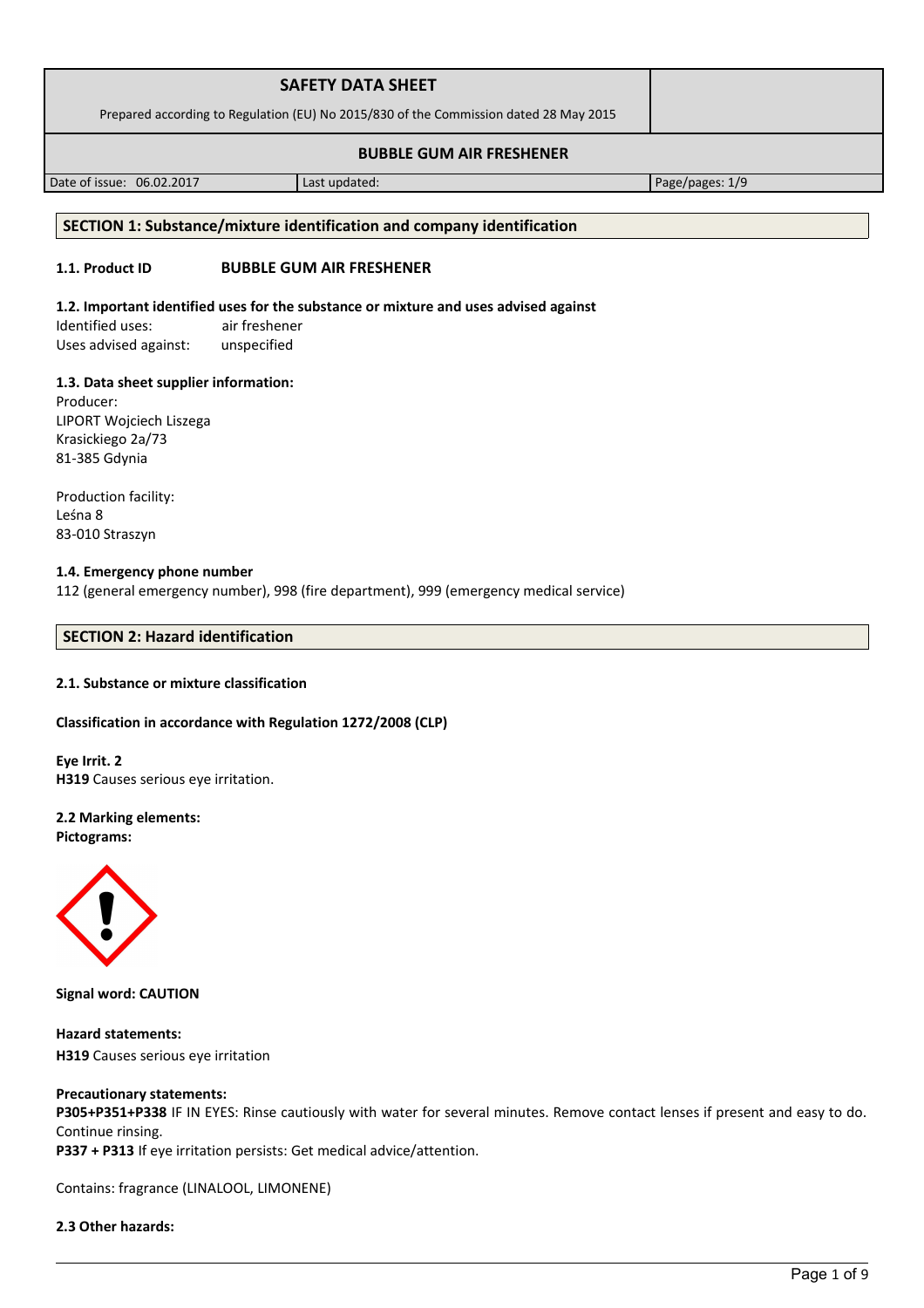| SAFETY DATA SHEET<br>Prepared according to Regulation (EU) No 2015/830 of the Commission dated 28 May 2015 | | |
|---|---|---|
| **BUBBLE GUM AIR FRESHENER** | | |
| Date of issue: 06.02.2017 | Last updated: | Page/pages: 1/9 |

## SECTION 1: Substance/mixture identification and company identification

**1.1. Product ID** **BUBBLE GUM AIR FRESHENER**

**1.2. Important identified uses for the substance or mixture and uses advised against**

Identified uses: air freshener
Uses advised against: unspecified

**1.3. Data sheet supplier information:**

Producer:
LIPORT Wojciech Liszega
Krasickiego 2a/73
81-385 Gdynia

Production facility:
Leśna 8
83-010 Straszyn

**1.4. Emergency phone number**

112 (general emergency number), 998 (fire department), 999 (emergency medical service)

## SECTION 2: Hazard identification

**2.1. Substance or mixture classification**

**Classification in accordance with Regulation 1272/2008 (CLP)**

**Eye Irrit. 2**
**H319** Causes serious eye irritation.

**2.2 Marking elements:**
**Pictograms:**

**Signal word: CAUTION**

**Hazard statements:**
**H319** Causes serious eye irritation

**Precautionary statements:**
**P305+P351+P338** IF IN EYES: Rinse cautiously with water for several minutes. Remove contact lenses if present and easy to do. Continue rinsing.
**P337 + P313** If eye irritation persists: Get medical advice/attention.

Contains: fragrance (LINALOOL, LIMONENE)

**2.3 Other hazards:**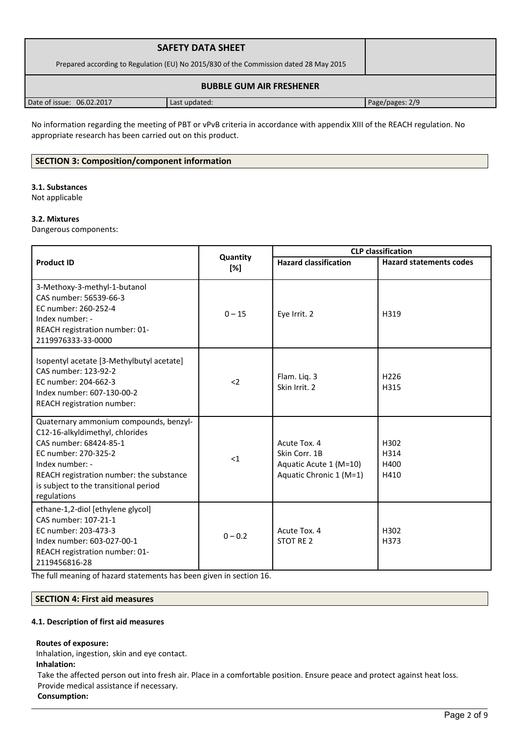No information regarding the meeting of PBT or vPvB criteria in accordance with appendix XIII of the REACH regulation. No appropriate research has been carried out on this product.

## SECTION 3: Composition/component information

### 3.1. Substances

Not applicable

### 3.2. Mixtures

Dangerous components:

| Product ID | Quantity [%] | CLP classification | |
|---|---|---|---|
| | | **Hazard classification** | **Hazard statements codes** |
| 3-Methoxy-3-methyl-1-butanol<br>CAS number: 56539-66-3<br>EC number: 260-252-4<br>Index number: -<br>REACH registration number: 01-2119976333-33-0000 | 0 – 15 | Eye Irrit. 2 | H319 |
| Isopentyl acetate [3-Methylbutyl acetate]<br>CAS number: 123-92-2<br>EC number: 204-662-3<br>Index number: 607-130-00-2<br>REACH registration number: | <2 | Flam. Liq. 3<br>Skin Irrit. 2 | H226<br>H315 |
| Quaternary ammonium compounds, benzyl-C12-16-alkyldimethyl, chlorides<br>CAS number: 68424-85-1<br>EC number: 270-325-2<br>Index number: -<br>REACH registration number: the substance is subject to the transitional period regulations | <1 | Acute Tox. 4<br>Skin Corr. 1B<br>Aquatic Acute 1 (M=10)<br>Aquatic Chronic 1 (M=1) | H302<br>H314<br>H400<br>H410 |
| ethane-1,2-diol [ethylene glycol]<br>CAS number: 107-21-1<br>EC number: 203-473-3<br>Index number: 603-027-00-1<br>REACH registration number: 01-2119456816-28 | 0 – 0.2 | Acute Tox. 4<br>STOT RE 2 | H302<br>H373 |

The full meaning of hazard statements has been given in section 16.

## SECTION 4: First aid measures

### 4.1. Description of first aid measures

**Routes of exposure:**

Inhalation, ingestion, skin and eye contact.

**Inhalation:**

Take the affected person out into fresh air. Place in a comfortable position. Ensure peace and protect against heat loss. Provide medical assistance if necessary.

**Consumption:**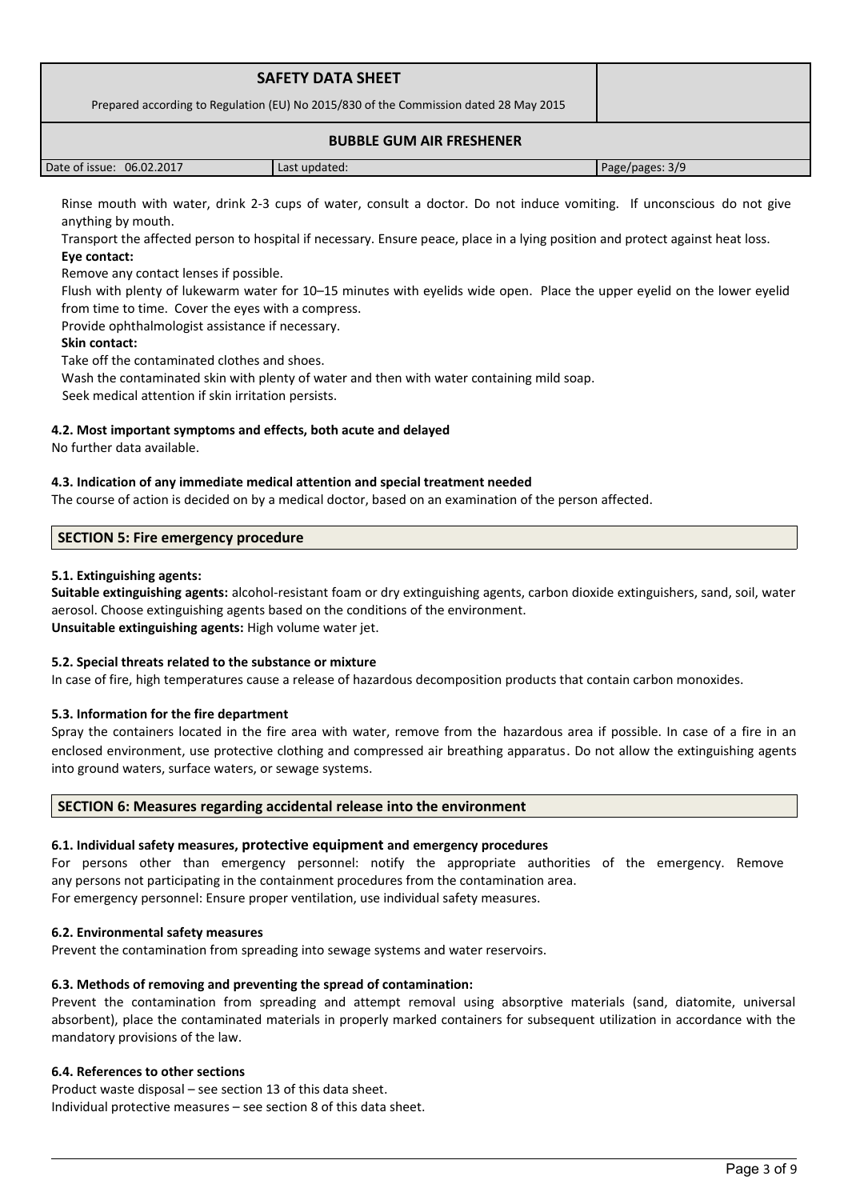Rinse mouth with water, drink 2-3 cups of water, consult a doctor. Do not induce vomiting. If unconscious do not give anything by mouth.

Transport the affected person to hospital if necessary. Ensure peace, place in a lying position and protect against heat loss.

**Eye contact:**

Remove any contact lenses if possible.

Flush with plenty of lukewarm water for 10–15 minutes with eyelids wide open. Place the upper eyelid on the lower eyelid from time to time. Cover the eyes with a compress.

Provide ophthalmologist assistance if necessary.

**Skin contact:**

Take off the contaminated clothes and shoes.

Wash the contaminated skin with plenty of water and then with water containing mild soap.

Seek medical attention if skin irritation persists.

**4.2. Most important symptoms and effects, both acute and delayed**

No further data available.

**4.3. Indication of any immediate medical attention and special treatment needed**

The course of action is decided on by a medical doctor, based on an examination of the person affected.

## SECTION 5: Fire emergency procedure

**5.1. Extinguishing agents:**

**Suitable extinguishing agents:** alcohol-resistant foam or dry extinguishing agents, carbon dioxide extinguishers, sand, soil, water aerosol. Choose extinguishing agents based on the conditions of the environment.

**Unsuitable extinguishing agents:** High volume water jet.

**5.2. Special threats related to the substance or mixture**

In case of fire, high temperatures cause a release of hazardous decomposition products that contain carbon monoxides.

**5.3. Information for the fire department**

Spray the containers located in the fire area with water, remove from the hazardous area if possible. In case of a fire in an enclosed environment, use protective clothing and compressed air breathing apparatus. Do not allow the extinguishing agents into ground waters, surface waters, or sewage systems.

## SECTION 6: Measures regarding accidental release into the environment

**6.1. Individual safety measures, protective equipment and emergency procedures**

For persons other than emergency personnel: notify the appropriate authorities of the emergency. Remove any persons not participating in the containment procedures from the contamination area.

For emergency personnel: Ensure proper ventilation, use individual safety measures.

**6.2. Environmental safety measures**

Prevent the contamination from spreading into sewage systems and water reservoirs.

**6.3. Methods of removing and preventing the spread of contamination:**

Prevent the contamination from spreading and attempt removal using absorptive materials (sand, diatomite, universal absorbent), place the contaminated materials in properly marked containers for subsequent utilization in accordance with the mandatory provisions of the law.

**6.4. References to other sections**

Product waste disposal – see section 13 of this data sheet.

Individual protective measures – see section 8 of this data sheet.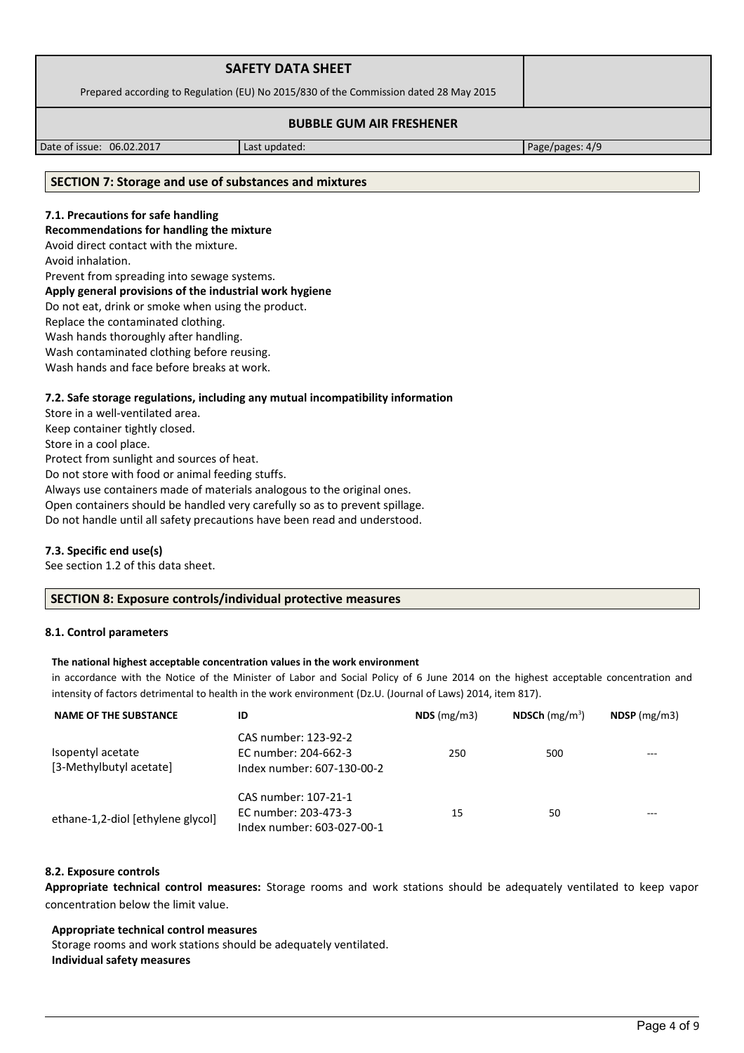## SECTION 7: Storage and use of substances and mixtures

### 7.1. Precautions for safe handling

**Recommendations for handling the mixture**

Avoid direct contact with the mixture.
Avoid inhalation.
Prevent from spreading into sewage systems.

**Apply general provisions of the industrial work hygiene**

Do not eat, drink or smoke when using the product.
Replace the contaminated clothing.
Wash hands thoroughly after handling.
Wash contaminated clothing before reusing.
Wash hands and face before breaks at work.

### 7.2. Safe storage regulations, including any mutual incompatibility information

Store in a well-ventilated area.
Keep container tightly closed.
Store in a cool place.
Protect from sunlight and sources of heat.
Do not store with food or animal feeding stuffs.
Always use containers made of materials analogous to the original ones.
Open containers should be handled very carefully so as to prevent spillage.
Do not handle until all safety precautions have been read and understood.

### 7.3. Specific end use(s)

See section 1.2 of this data sheet.

## SECTION 8: Exposure controls/individual protective measures

### 8.1. Control parameters

**The national highest acceptable concentration values in the work environment**

in accordance with the Notice of the Minister of Labor and Social Policy of 6 June 2014 on the highest acceptable concentration and intensity of factors detrimental to health in the work environment (Dz.U. (Journal of Laws) 2014, item 817).

| NAME OF THE SUBSTANCE | ID | NDS (mg/m3) | NDSCh (mg/m$^3$) | NDSP (mg/m3) |
|---|---|---|---|---|
| Isopentyl acetate [3-Methylbutyl acetate] | CAS number: 123-92-2<br>EC number: 204-662-3<br>Index number: 607-130-00-2 | 250 | 500 | --- |
| ethane-1,2-diol [ethylene glycol] | CAS number: 107-21-1<br>EC number: 203-473-3<br>Index number: 603-027-00-1 | 15 | 50 | --- |

### 8.2. Exposure controls

**Appropriate technical control measures:** Storage rooms and work stations should be adequately ventilated to keep vapor concentration below the limit value.

**Appropriate technical control measures**

Storage rooms and work stations should be adequately ventilated.

**Individual safety measures**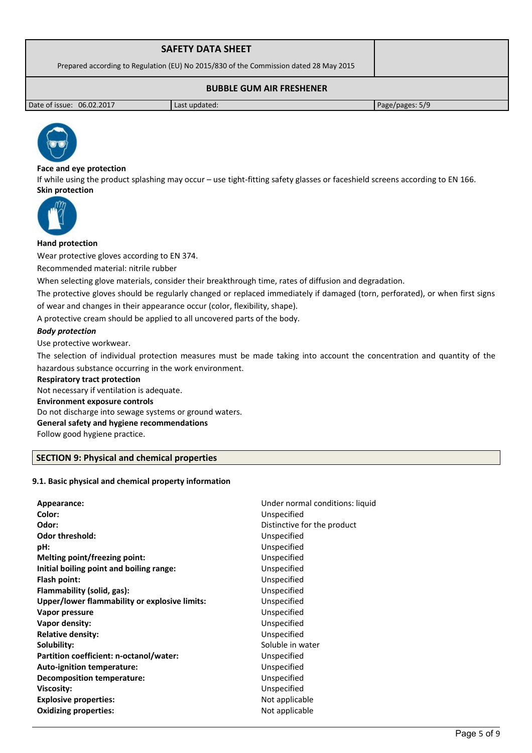**Face and eye protection**

If while using the product splashing may occur – use tight-fitting safety glasses or faceshield screens according to EN 166.

**Skin protection**

**Hand protection**

Wear protective gloves according to EN 374.

Recommended material: nitrile rubber

When selecting glove materials, consider their breakthrough time, rates of diffusion and degradation.

The protective gloves should be regularly changed or replaced immediately if damaged (torn, perforated), or when first signs of wear and changes in their appearance occur (color, flexibility, shape).

A protective cream should be applied to all uncovered parts of the body.

***Body protection***

Use protective workwear.

The selection of individual protection measures must be made taking into account the concentration and quantity of the hazardous substance occurring in the work environment.

**Respiratory tract protection**

Not necessary if ventilation is adequate.

**Environment exposure controls**

Do not discharge into sewage systems or ground waters.

**General safety and hygiene recommendations**

Follow good hygiene practice.

## SECTION 9: Physical and chemical properties

### 9.1. Basic physical and chemical property information

| | |
|---|---|
| **Appearance:** | Under normal conditions: liquid |
| **Color:** | Unspecified |
| **Odor:** | Distinctive for the product |
| **Odor threshold:** | Unspecified |
| **pH:** | Unspecified |
| **Melting point/freezing point:** | Unspecified |
| **Initial boiling point and boiling range:** | Unspecified |
| **Flash point:** | Unspecified |
| **Flammability (solid, gas):** | Unspecified |
| **Upper/lower flammability or explosive limits:** | Unspecified |
| **Vapor pressure** | Unspecified |
| **Vapor density:** | Unspecified |
| **Relative density:** | Unspecified |
| **Solubility:** | Soluble in water |
| **Partition coefficient: n-octanol/water:** | Unspecified |
| **Auto-ignition temperature:** | Unspecified |
| **Decomposition temperature:** | Unspecified |
| **Viscosity:** | Unspecified |
| **Explosive properties:** | Not applicable |
| **Oxidizing properties:** | Not applicable |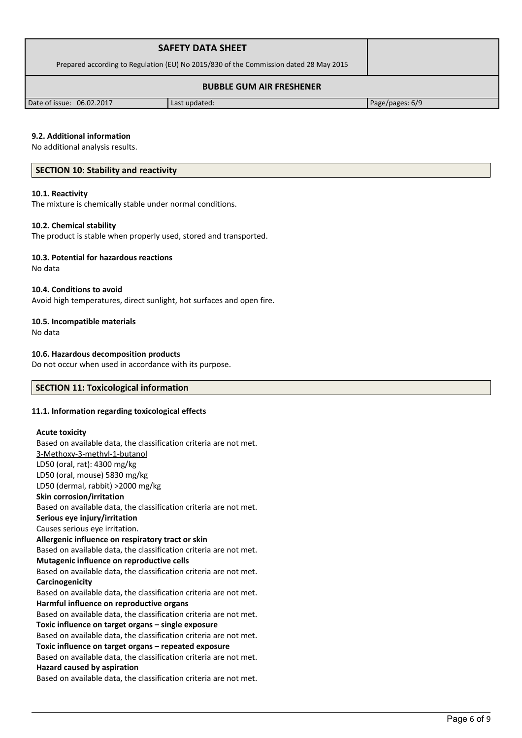### 9.2. Additional information

No additional analysis results.

## SECTION 10: Stability and reactivity

### 10.1. Reactivity

The mixture is chemically stable under normal conditions.

### 10.2. Chemical stability

The product is stable when properly used, stored and transported.

### 10.3. Potential for hazardous reactions

No data

### 10.4. Conditions to avoid

Avoid high temperatures, direct sunlight, hot surfaces and open fire.

### 10.5. Incompatible materials

No data

### 10.6. Hazardous decomposition products

Do not occur when used in accordance with its purpose.

## SECTION 11: Toxicological information

### 11.1. Information regarding toxicological effects

**Acute toxicity**

Based on available data, the classification criteria are not met.

3-Methoxy-3-methyl-1-butanol

LD50 (oral, rat): 4300 mg/kg

LD50 (oral, mouse) 5830 mg/kg

LD50 (dermal, rabbit) >2000 mg/kg

**Skin corrosion/irritation**

Based on available data, the classification criteria are not met.

**Serious eye injury/irritation**

Causes serious eye irritation.

**Allergenic influence on respiratory tract or skin**

Based on available data, the classification criteria are not met.

**Mutagenic influence on reproductive cells**

Based on available data, the classification criteria are not met.

**Carcinogenicity**

Based on available data, the classification criteria are not met.

**Harmful influence on reproductive organs**

Based on available data, the classification criteria are not met.

**Toxic influence on target organs – single exposure**

Based on available data, the classification criteria are not met.

**Toxic influence on target organs – repeated exposure**

Based on available data, the classification criteria are not met.

**Hazard caused by aspiration**

Based on available data, the classification criteria are not met.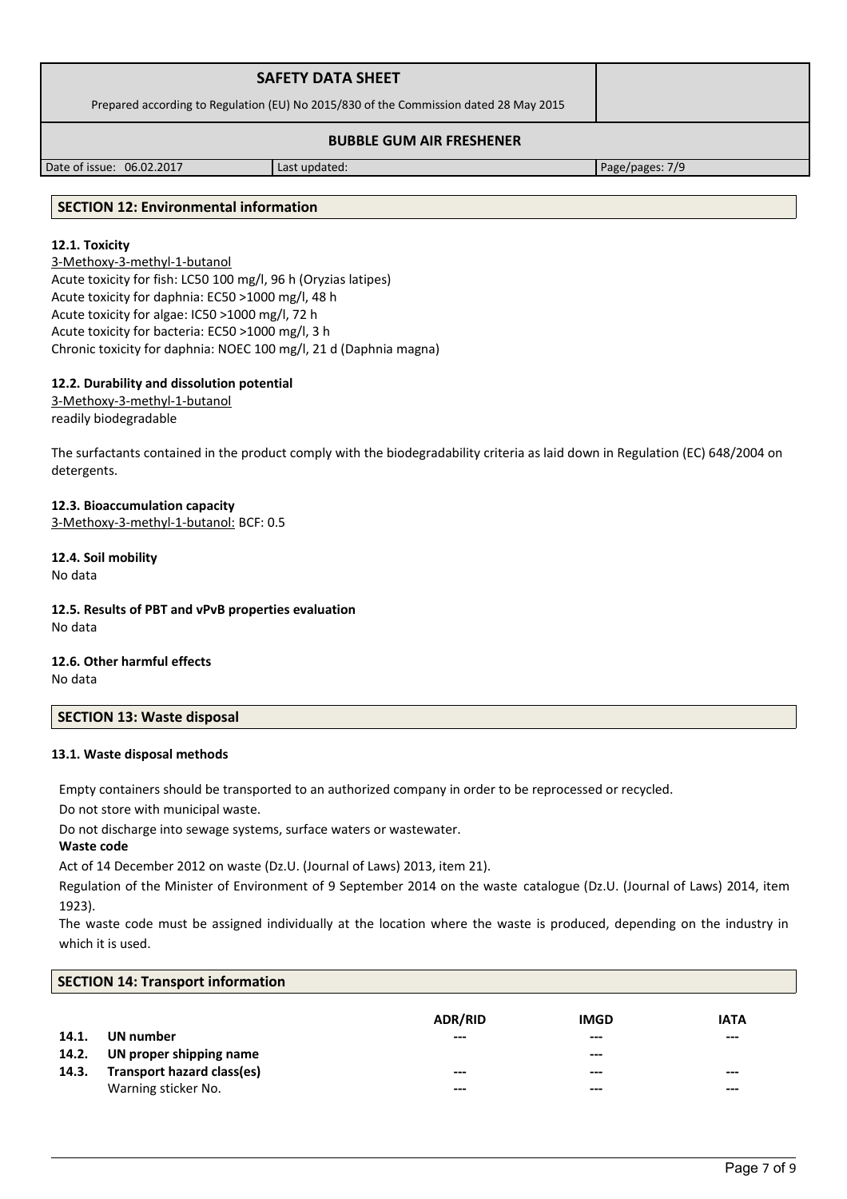## SECTION 12: Environmental information

### 12.1. Toxicity

3-Methoxy-3-methyl-1-butanol
Acute toxicity for fish: LC50 100 mg/l, 96 h (Oryzias latipes)
Acute toxicity for daphnia: EC50 >1000 mg/l, 48 h
Acute toxicity for algae: IC50 >1000 mg/l, 72 h
Acute toxicity for bacteria: EC50 >1000 mg/l, 3 h
Chronic toxicity for daphnia: NOEC 100 mg/l, 21 d (Daphnia magna)

### 12.2. Durability and dissolution potential

3-Methoxy-3-methyl-1-butanol
readily biodegradable

The surfactants contained in the product comply with the biodegradability criteria as laid down in Regulation (EC) 648/2004 on detergents.

### 12.3. Bioaccumulation capacity

3-Methoxy-3-methyl-1-butanol: BCF: 0.5

### 12.4. Soil mobility

No data

### 12.5. Results of PBT and vPvB properties evaluation

No data

### 12.6. Other harmful effects

No data

## SECTION 13: Waste disposal

### 13.1. Waste disposal methods

Empty containers should be transported to an authorized company in order to be reprocessed or recycled.

Do not store with municipal waste.

Do not discharge into sewage systems, surface waters or wastewater.

**Waste code**

Act of 14 December 2012 on waste (Dz.U. (Journal of Laws) 2013, item 21).

Regulation of the Minister of Environment of 9 September 2014 on the waste catalogue (Dz.U. (Journal of Laws) 2014, item 1923).

The waste code must be assigned individually at the location where the waste is produced, depending on the industry in which it is used.

## SECTION 14: Transport information

| | | ADR/RID | IMGD | IATA |
|---|---|---|---|---|
| **14.1.** | **UN number** | --- | --- | --- |
| **14.2.** | **UN proper shipping name** | | --- | |
| **14.3.** | **Transport hazard class(es)** | --- | --- | --- |
| | Warning sticker No. | --- | --- | --- |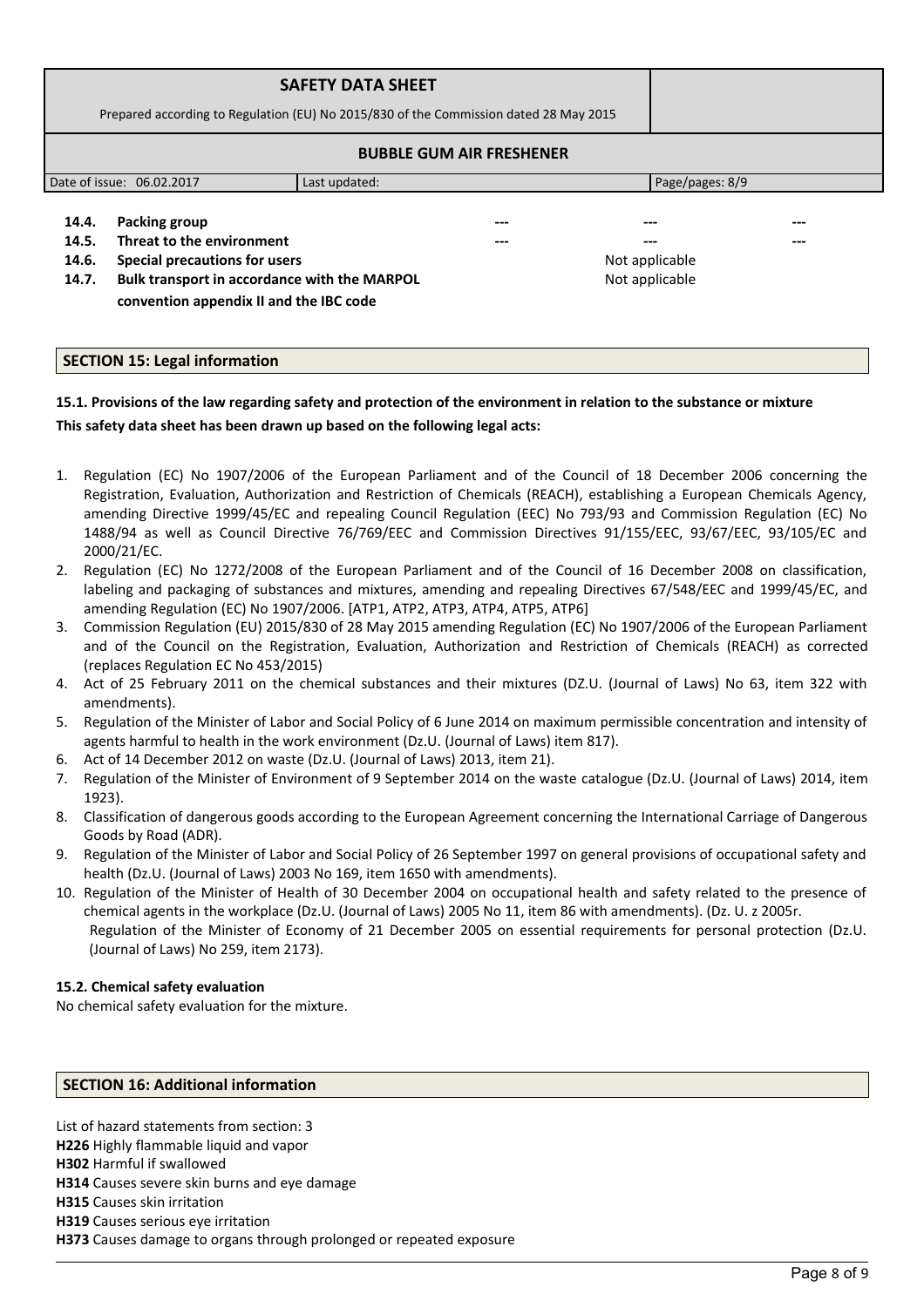| | | | | |
|---|---|---|---|---|
| **14.4.** | **Packing group** | --- | --- | --- |
| **14.5.** | **Threat to the environment** | --- | --- | --- |
| **14.6.** | **Special precautions for users** | | Not applicable | |
| **14.7.** | **Bulk transport in accordance with the MARPOL convention appendix II and the IBC code** | | Not applicable | |

## SECTION 15: Legal information

**15.1. Provisions of the law regarding safety and protection of the environment in relation to the substance or mixture**

**This safety data sheet has been drawn up based on the following legal acts:**

1. Regulation (EC) No 1907/2006 of the European Parliament and of the Council of 18 December 2006 concerning the Registration, Evaluation, Authorization and Restriction of Chemicals (REACH), establishing a European Chemicals Agency, amending Directive 1999/45/EC and repealing Council Regulation (EEC) No 793/93 and Commission Regulation (EC) No 1488/94 as well as Council Directive 76/769/EEC and Commission Directives 91/155/EEC, 93/67/EEC, 93/105/EC and 2000/21/EC.
2. Regulation (EC) No 1272/2008 of the European Parliament and of the Council of 16 December 2008 on classification, labeling and packaging of substances and mixtures, amending and repealing Directives 67/548/EEC and 1999/45/EC, and amending Regulation (EC) No 1907/2006. [ATP1, ATP2, ATP3, ATP4, ATP5, ATP6]
3. Commission Regulation (EU) 2015/830 of 28 May 2015 amending Regulation (EC) No 1907/2006 of the European Parliament and of the Council on the Registration, Evaluation, Authorization and Restriction of Chemicals (REACH) as corrected (replaces Regulation EC No 453/2015)
4. Act of 25 February 2011 on the chemical substances and their mixtures (DZ.U. (Journal of Laws) No 63, item 322 with amendments).
5. Regulation of the Minister of Labor and Social Policy of 6 June 2014 on maximum permissible concentration and intensity of agents harmful to health in the work environment (Dz.U. (Journal of Laws) item 817).
6. Act of 14 December 2012 on waste (Dz.U. (Journal of Laws) 2013, item 21).
7. Regulation of the Minister of Environment of 9 September 2014 on the waste catalogue (Dz.U. (Journal of Laws) 2014, item 1923).
8. Classification of dangerous goods according to the European Agreement concerning the International Carriage of Dangerous Goods by Road (ADR).
9. Regulation of the Minister of Labor and Social Policy of 26 September 1997 on general provisions of occupational safety and health (Dz.U. (Journal of Laws) 2003 No 169, item 1650 with amendments).
10. Regulation of the Minister of Health of 30 December 2004 on occupational health and safety related to the presence of chemical agents in the workplace (Dz.U. (Journal of Laws) 2005 No 11, item 86 with amendments). (Dz. U. z 2005r. Regulation of the Minister of Economy of 21 December 2005 on essential requirements for personal protection (Dz.U. (Journal of Laws) No 259, item 2173).

**15.2. Chemical safety evaluation**

No chemical safety evaluation for the mixture.

## SECTION 16: Additional information

List of hazard statements from section: 3

**H226** Highly flammable liquid and vapor
**H302** Harmful if swallowed
**H314** Causes severe skin burns and eye damage
**H315** Causes skin irritation
**H319** Causes serious eye irritation
**H373** Causes damage to organs through prolonged or repeated exposure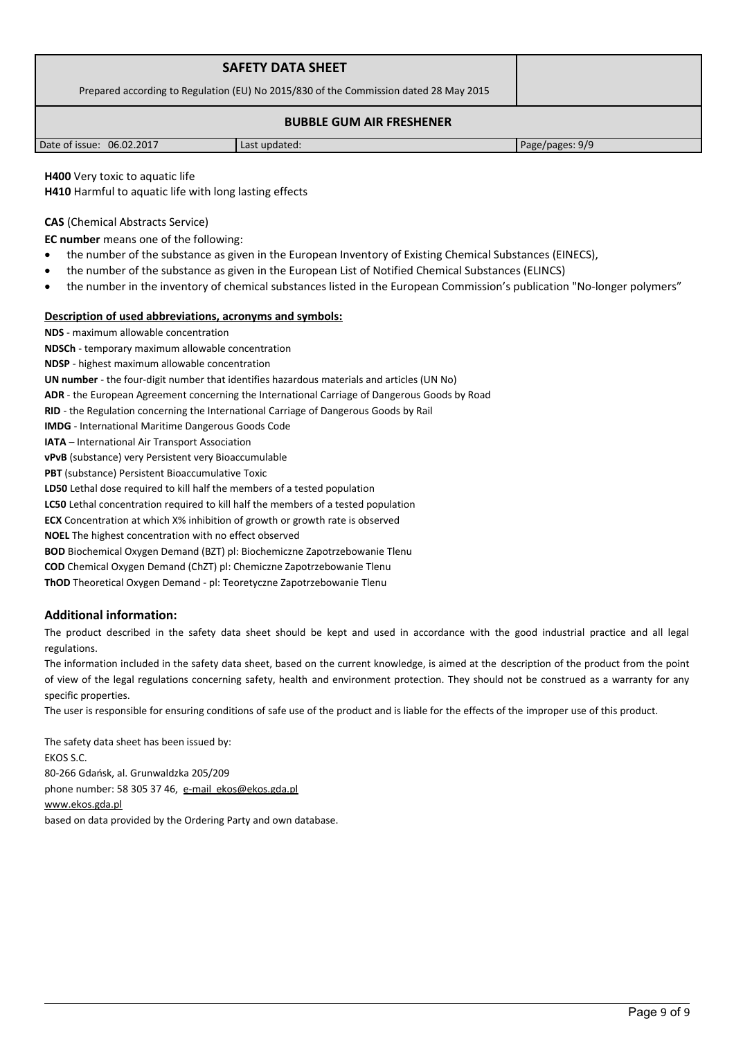**H400** Very toxic to aquatic life
**H410** Harmful to aquatic life with long lasting effects

**CAS** (Chemical Abstracts Service)

**EC number** means one of the following:

- the number of the substance as given in the European Inventory of Existing Chemical Substances (EINECS),
- the number of the substance as given in the European List of Notified Chemical Substances (ELINCS)
- the number in the inventory of chemical substances listed in the European Commission's publication "No-longer polymers"

**Description of used abbreviations, acronyms and symbols:**

**NDS** - maximum allowable concentration
**NDSCh** - temporary maximum allowable concentration
**NDSP** - highest maximum allowable concentration
**UN number** - the four-digit number that identifies hazardous materials and articles (UN No)
**ADR** - the European Agreement concerning the International Carriage of Dangerous Goods by Road
**RID** - the Regulation concerning the International Carriage of Dangerous Goods by Rail
**IMDG** - International Maritime Dangerous Goods Code
**IATA** – International Air Transport Association
**vPvB** (substance) very Persistent very Bioaccumulable
**PBT** (substance) Persistent Bioaccumulative Toxic
**LD50** Lethal dose required to kill half the members of a tested population
**LC50** Lethal concentration required to kill half the members of a tested population
**ECX** Concentration at which X% inhibition of growth or growth rate is observed
**NOEL** The highest concentration with no effect observed
**BOD** Biochemical Oxygen Demand (BZT) pl: Biochemiczne Zapotrzebowanie Tlenu
**COD** Chemical Oxygen Demand (ChZT) pl: Chemiczne Zapotrzebowanie Tlenu
**ThOD** Theoretical Oxygen Demand - pl: Teoretyczne Zapotrzebowanie Tlenu

## Additional information:

The product described in the safety data sheet should be kept and used in accordance with the good industrial practice and all legal regulations.

The information included in the safety data sheet, based on the current knowledge, is aimed at the description of the product from the point of view of the legal regulations concerning safety, health and environment protection. They should not be construed as a warranty for any specific properties.

The user is responsible for ensuring conditions of safe use of the product and is liable for the effects of the improper use of this product.

The safety data sheet has been issued by:
EKOS S.C.
80-266 Gdańsk, al. Grunwaldzka 205/209
phone number: 58 305 37 46, e-mail ekos@ekos.gda.pl
www.ekos.gda.pl
based on data provided by the Ordering Party and own database.